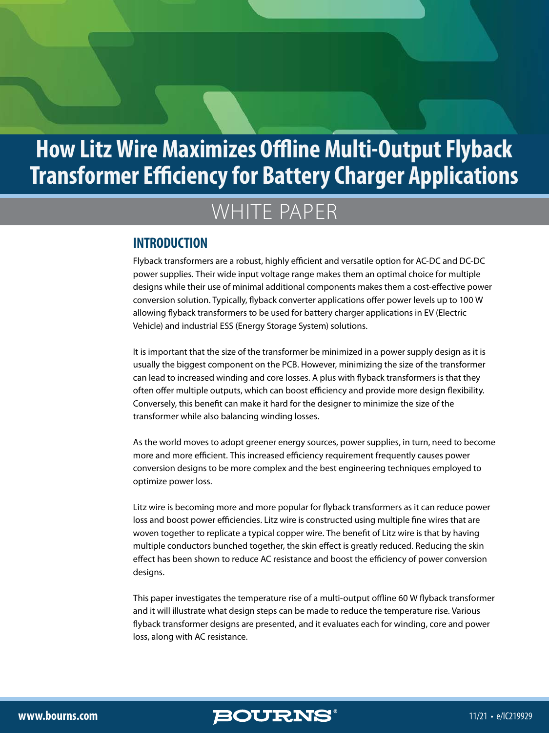# How Litz Wire Maximizes Offline Multi-Output Flyback Transformer Efficiency for Battery Charger Applications

## WHITE PAPER

## INTRODUCTION

Flyback transformers are a robust, highly efficient and versatile option for AC-DC and DC-DC power supplies. Their wide input voltage range makes them an optimal choice for multiple designs while their use of minimal additional components makes them a cost-effective power conversion solution. Typically, flyback converter applications offer power levels up to 100 W allowing flyback transformers to be used for battery charger applications in EV (Electric Vehicle) and industrial ESS (Energy Storage System) solutions.

It is important that the size of the transformer be minimized in a power supply design as it is usually the biggest component on the PCB. However, minimizing the size of the transformer can lead to increased winding and core losses. A plus with flyback transformers is that they often offer multiple outputs, which can boost efficiency and provide more design flexibility. Conversely, this benefit can make it hard for the designer to minimize the size of the transformer while also balancing winding losses.

As the world moves to adopt greener energy sources, power supplies, in turn, need to become more and more efficient. This increased efficiency requirement frequently causes power conversion designs to be more complex and the best engineering techniques employed to optimize power loss.

Litz wire is becoming more and more popular for flyback transformers as it can reduce power loss and boost power efficiencies. Litz wire is constructed using multiple fine wires that are woven together to replicate a typical copper wire. The benefit of Litz wire is that by having multiple conductors bunched together, the skin effect is greatly reduced. Reducing the skin effect has been shown to reduce AC resistance and boost the efficiency of power conversion designs.

This paper investigates the temperature rise of a multi-output offline 60 W flyback transformer and it will illustrate what design steps can be made to reduce the temperature rise. Various flyback transformer designs are presented, and it evaluates each for winding, core and power loss, along with AC resistance.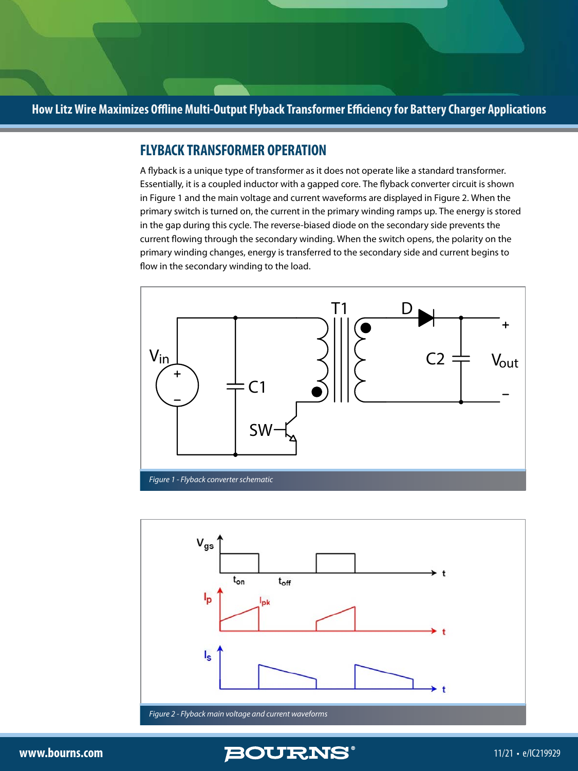## FLYBACK TRANSFORMER OPERATION

A flyback is a unique type of transformer as it does not operate like a standard transformer. Essentially, it is a coupled inductor with a gapped core. The flyback converter circuit is shown in Figure 1 and the main voltage and current waveforms are displayed in Figure 2. When the primary switch is turned on, the current in the primary winding ramps up. The energy is stored in the gap during this cycle. The reverse-biased diode on the secondary side prevents the current flowing through the secondary winding. When the switch opens, the polarity on the primary winding changes, energy is transferred to the secondary side and current begins to flow in the secondary winding to the load.

*Figure 1 - Flyback converter schematic*

*Figure 2 - Flyback main voltage and current waveforms*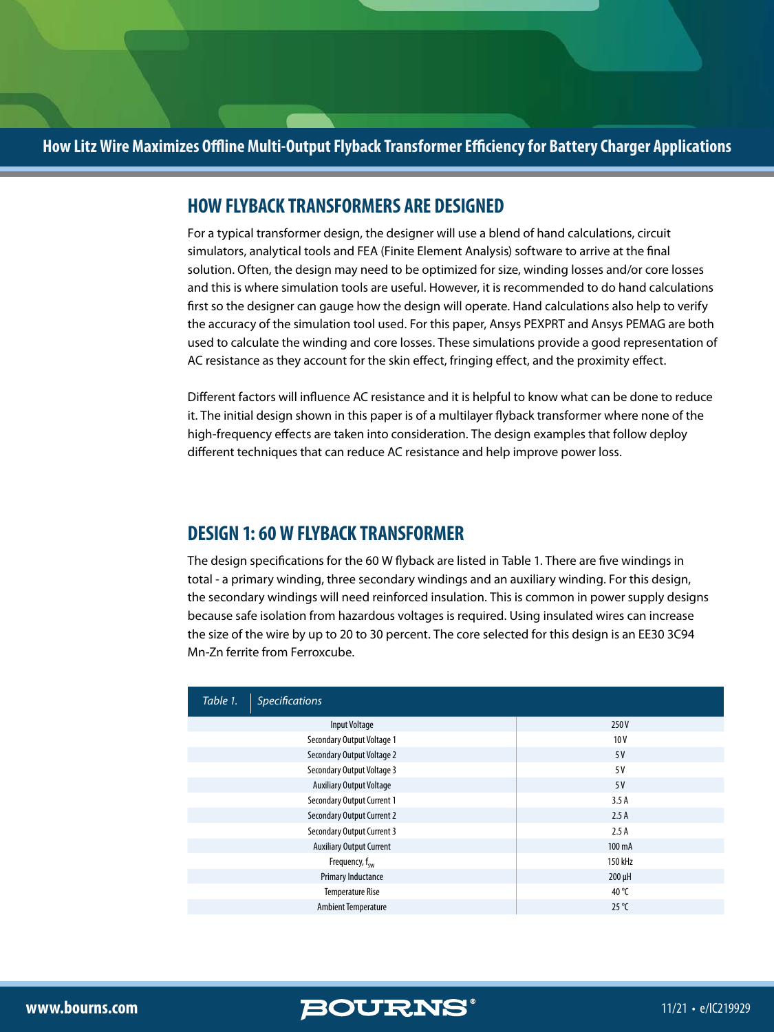## HOW FLYBACK TRANSFORMERS ARE DESIGNED

For a typical transformer design, the designer will use a blend of hand calculations, circuit simulators, analytical tools and FEA (Finite Element Analysis) software to arrive at the final solution. Often, the design may need to be optimized for size, winding losses and/or core losses and this is where simulation tools are useful. However, it is recommended to do hand calculations first so the designer can gauge how the design will operate. Hand calculations also help to verify the accuracy of the simulation tool used. For this paper, Ansys PEXPRT and Ansys PEMAG are both used to calculate the winding and core losses. These simulations provide a good representation of AC resistance as they account for the skin effect, fringing effect, and the proximity effect.

Different factors will influence AC resistance and it is helpful to know what can be done to reduce it. The initial design shown in this paper is of a multilayer flyback transformer where none of the high-frequency effects are taken into consideration. The design examples that follow deploy different techniques that can reduce AC resistance and help improve power loss.

## DESIGN 1: 60 W FLYBACK TRANSFORMER

The design specifications for the 60 W flyback are listed in Table 1. There are five windings in total - a primary winding, three secondary windings and an auxiliary winding. For this design, the secondary windings will need reinforced insulation. This is common in power supply designs because safe isolation from hazardous voltages is required. Using insulated wires can increase the size of the wire by up to 20 to 30 percent. The core selected for this design is an EE30 3C94 Mn-Zn ferrite from Ferroxcube.

*Table 1. Specifications*

| Parameter | Value |
|---|---|
| Input Voltage | 250 V |
| Secondary Output Voltage 1 | 10 V |
| Secondary Output Voltage 2 | 5 V |
| Secondary Output Voltage 3 | 5 V |
| Auxiliary Output Voltage | 5 V |
| Secondary Output Current 1 | 3.5 A |
| Secondary Output Current 2 | 2.5 A |
| Secondary Output Current 3 | 2.5 A |
| Auxiliary Output Current | 100 mA |
| Frequency, $f_{sw}$ | 150 kHz |
| Primary Inductance | 200 µH |
| Temperature Rise | 40 °C |
| Ambient Temperature | 25 °C |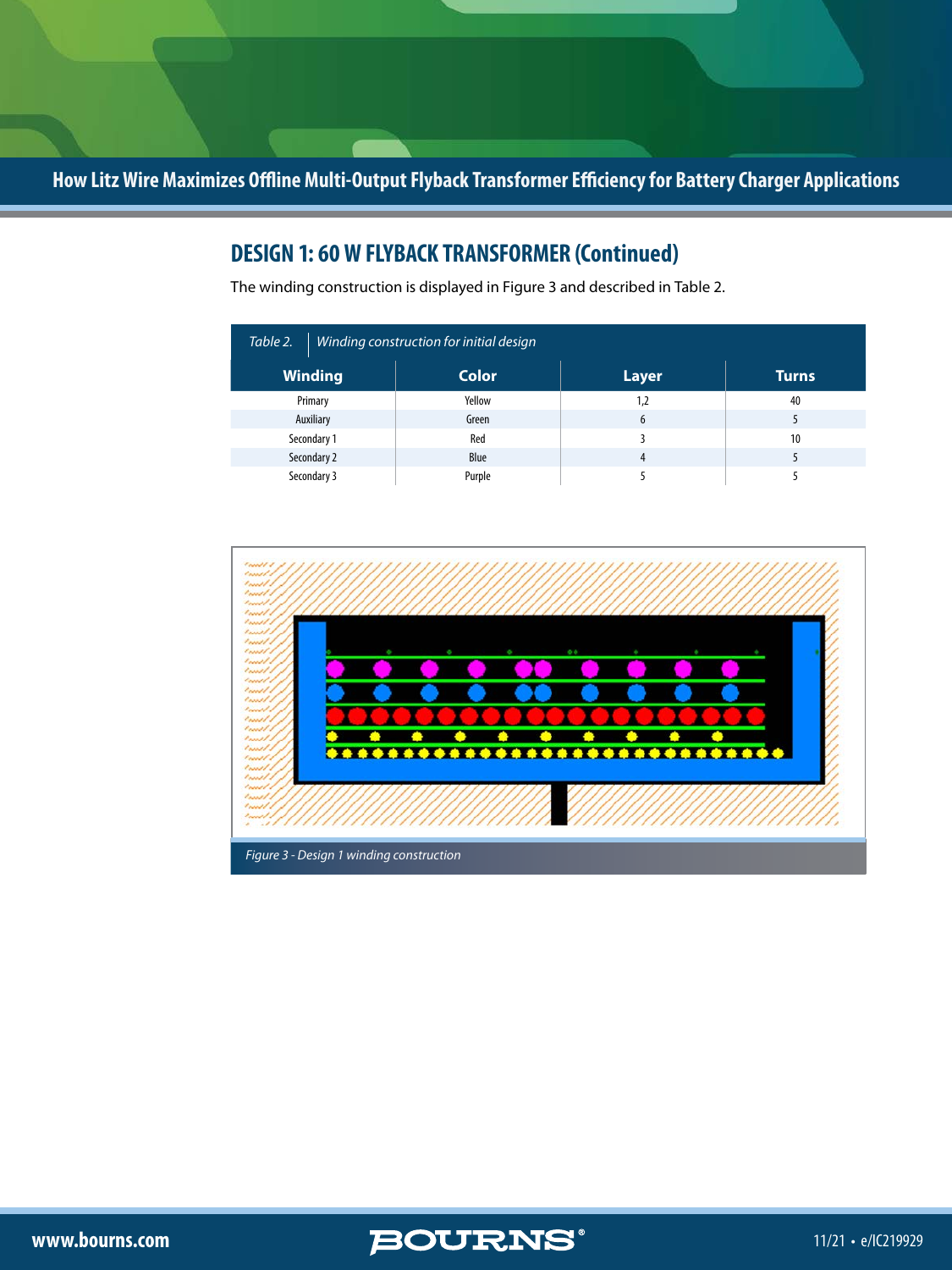## DESIGN 1: 60 W FLYBACK TRANSFORMER (Continued)

The winding construction is displayed in Figure 3 and described in Table 2.

*Table 2. Winding construction for initial design*

| Winding | Color | Layer | Turns |
|---|---|---|---|
| Primary | Yellow | 1,2 | 40 |
| Auxiliary | Green | 6 | 5 |
| Secondary 1 | Red | 3 | 10 |
| Secondary 2 | Blue | 4 | 5 |
| Secondary 3 | Purple | 5 | 5 |

*Figure 3 - Design 1 winding construction*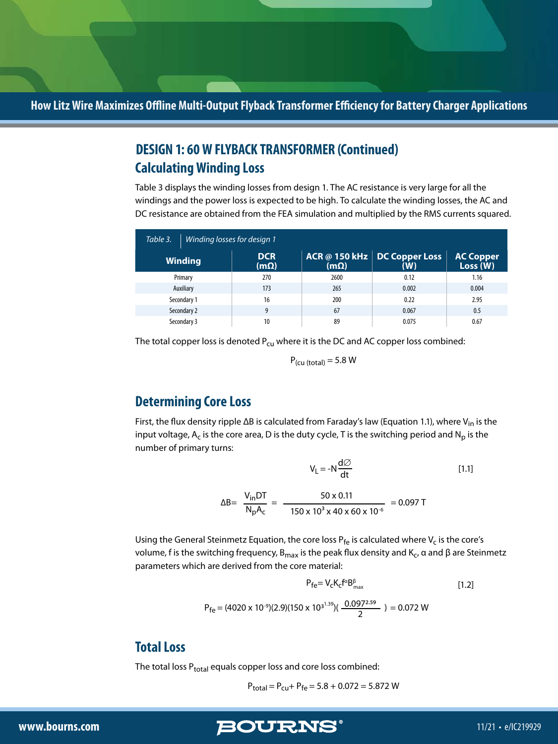## DESIGN 1: 60 W FLYBACK TRANSFORMER (Continued)

## Calculating Winding Loss

Table 3 displays the winding losses from design 1. The AC resistance is very large for all the windings and the power loss is expected to be high. To calculate the winding losses, the AC and DC resistance are obtained from the FEA simulation and multiplied by the RMS currents squared.

*Table 3. Winding losses for design 1*

| Winding | DCR (mΩ) | ACR @ 150 kHz (mΩ) | DC Copper Loss (W) | AC Copper Loss (W) |
|---|---|---|---|---|
| Primary | 270 | 2600 | 0.12 | 1.16 |
| Auxiliary | 173 | 265 | 0.002 | 0.004 |
| Secondary 1 | 16 | 200 | 0.22 | 2.95 |
| Secondary 2 | 9 | 67 | 0.067 | 0.5 |
| Secondary 3 | 10 | 89 | 0.075 | 0.67 |

The total copper loss is denoted $P_{cu}$ where it is the DC and AC copper loss combined:

$$P_{(cu\ (total))} = 5.8\ \mathrm{W}$$

## Determining Core Loss

First, the flux density ripple $\Delta B$ is calculated from Faraday's law (Equation 1.1), where $V_{in}$ is the input voltage, $A_c$ is the core area, D is the duty cycle, T is the switching period and $N_p$ is the number of primary turns:

$$V_L = -N\frac{d\varnothing}{dt} \qquad [1.1]$$

$$\Delta B = \frac{V_{in}DT}{N_p A_c} = \frac{50 \times 0.11}{150 \times 10^3 \times 40 \times 60 \times 10^{-6}} = 0.097\ \mathrm{T}$$

Using the General Steinmetz Equation, the core loss $P_{fe}$ is calculated where $V_c$ is the core's volume, f is the switching frequency, $B_{max}$ is the peak flux density and $K_c$, α and β are Steinmetz parameters which are derived from the core material:

$$P_{fe} = V_c K_c f^{\alpha} B^{\beta}_{max} \qquad [1.2]$$

$$P_{fe} = (4020 \times 10^{-9})(2.9)(150 \times 10^{3^{1.39}})\left(\frac{0.097^{2.59}}{2}\right) = 0.072\ \mathrm{W}$$

## Total Loss

The total loss $P_{total}$ equals copper loss and core loss combined:

$$P_{total} = P_{cu} + P_{fe} = 5.8 + 0.072 = 5.872\ \mathrm{W}$$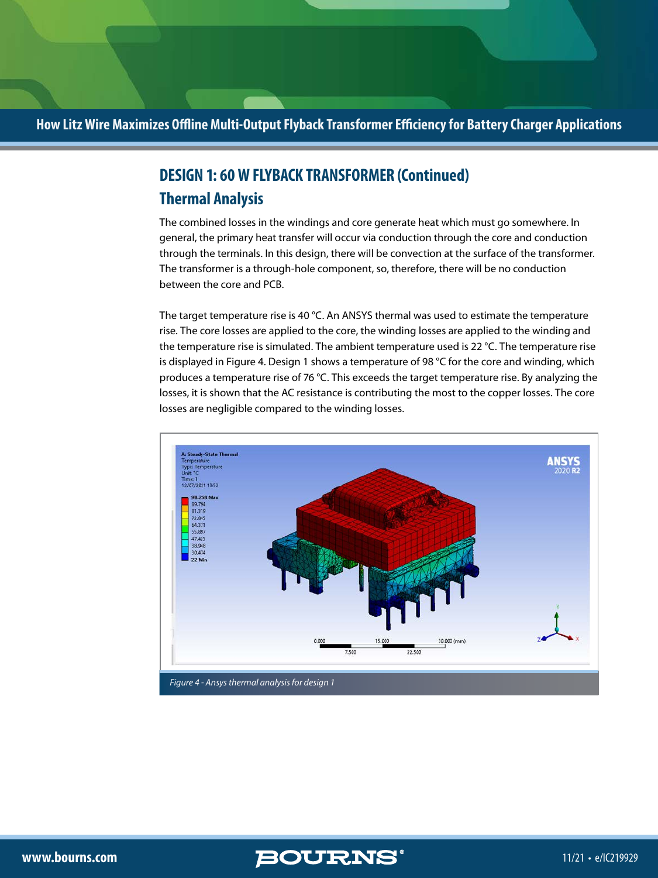## DESIGN 1: 60 W FLYBACK TRANSFORMER (Continued)

### Thermal Analysis

The combined losses in the windings and core generate heat which must go somewhere. In general, the primary heat transfer will occur via conduction through the core and conduction through the terminals. In this design, there will be convection at the surface of the transformer. The transformer is a through-hole component, so, therefore, there will be no conduction between the core and PCB.

The target temperature rise is 40 °C. An ANSYS thermal was used to estimate the temperature rise. The core losses are applied to the core, the winding losses are applied to the winding and the temperature rise is simulated. The ambient temperature used is 22 °C. The temperature rise is displayed in Figure 4. Design 1 shows a temperature of 98 °C for the core and winding, which produces a temperature rise of 76 °C. This exceeds the target temperature rise. By analyzing the losses, it is shown that the AC resistance is contributing the most to the copper losses. The core losses are negligible compared to the winding losses.

*Figure 4 - Ansys thermal analysis for design 1*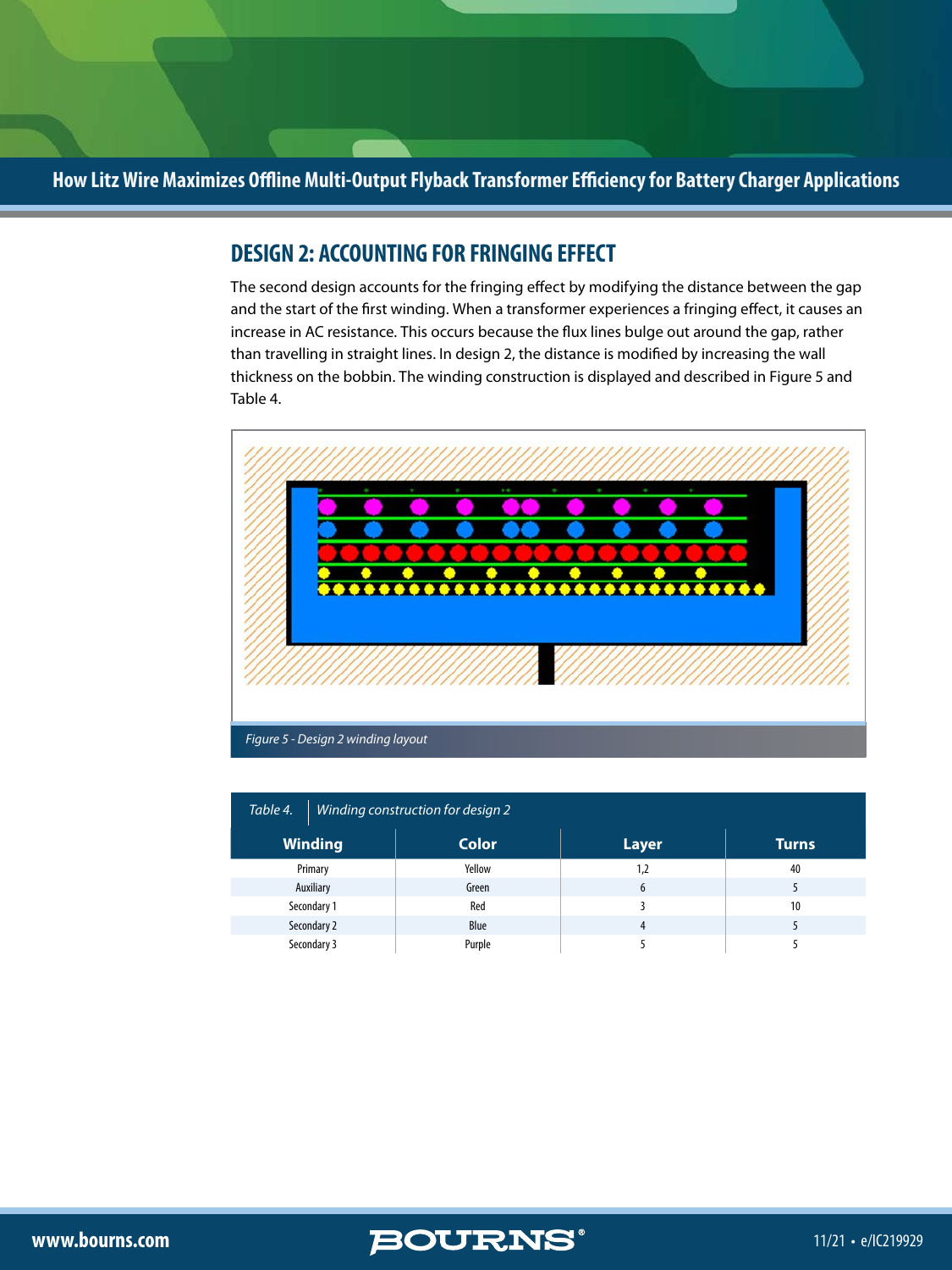## DESIGN 2: ACCOUNTING FOR FRINGING EFFECT

The second design accounts for the fringing effect by modifying the distance between the gap and the start of the first winding. When a transformer experiences a fringing effect, it causes an increase in AC resistance. This occurs because the flux lines bulge out around the gap, rather than travelling in straight lines. In design 2, the distance is modified by increasing the wall thickness on the bobbin. The winding construction is displayed and described in Figure 5 and Table 4.

*Figure 5 - Design 2 winding layout*

*Table 4. Winding construction for design 2*

| Winding | Color | Layer | Turns |
|---|---|---|---|
| Primary | Yellow | 1,2 | 40 |
| Auxiliary | Green | 6 | 5 |
| Secondary 1 | Red | 3 | 10 |
| Secondary 2 | Blue | 4 | 5 |
| Secondary 3 | Purple | 5 | 5 |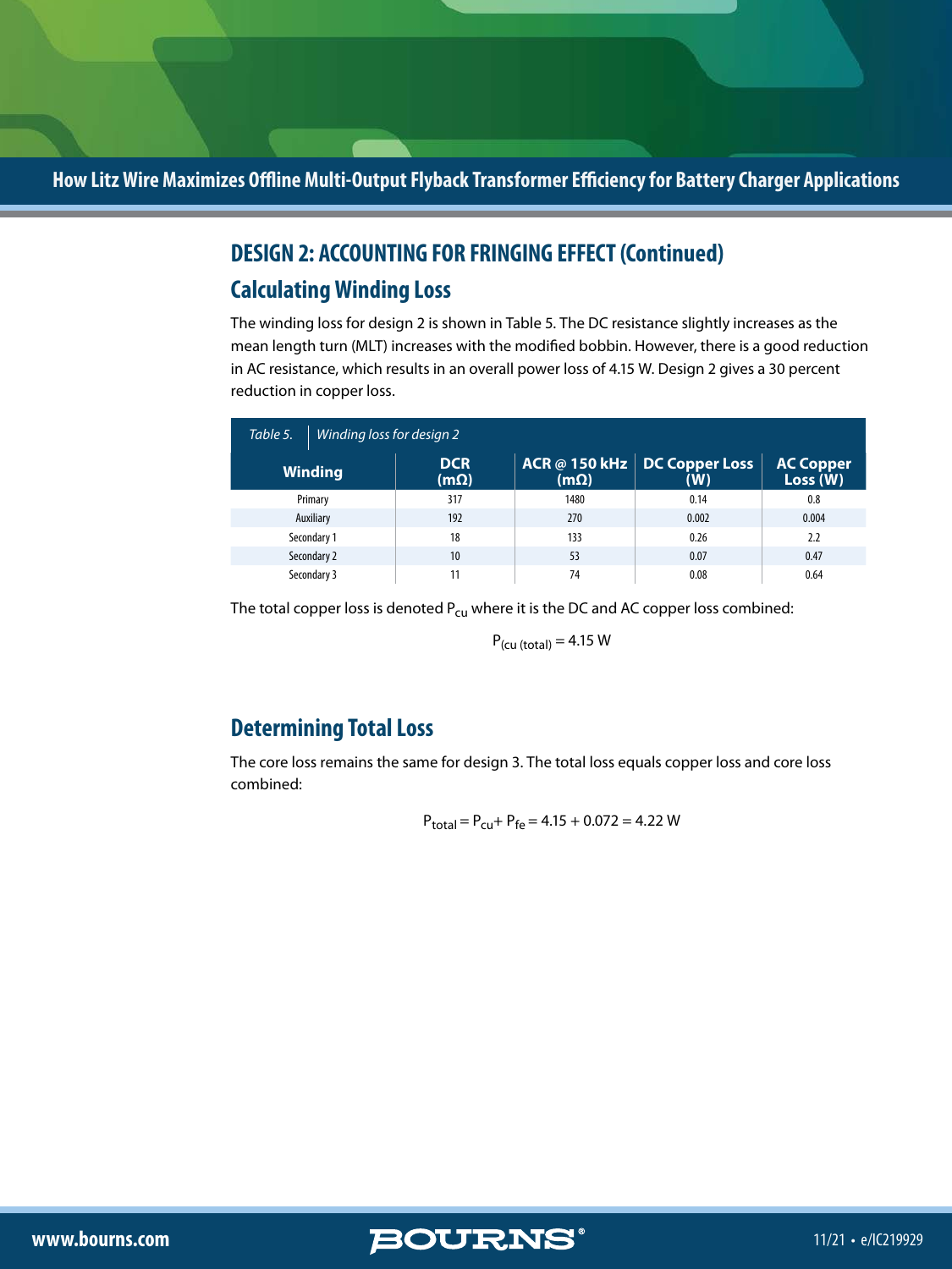## DESIGN 2: ACCOUNTING FOR FRINGING EFFECT (Continued)

### Calculating Winding Loss

The winding loss for design 2 is shown in Table 5. The DC resistance slightly increases as the mean length turn (MLT) increases with the modified bobbin. However, there is a good reduction in AC resistance, which results in an overall power loss of 4.15 W. Design 2 gives a 30 percent reduction in copper loss.

*Table 5. Winding loss for design 2*

| Winding | DCR (mΩ) | ACR @ 150 kHz (mΩ) | DC Copper Loss (W) | AC Copper Loss (W) |
|---|---|---|---|---|
| Primary | 317 | 1480 | 0.14 | 0.8 |
| Auxiliary | 192 | 270 | 0.002 | 0.004 |
| Secondary 1 | 18 | 133 | 0.26 | 2.2 |
| Secondary 2 | 10 | 53 | 0.07 | 0.47 |
| Secondary 3 | 11 | 74 | 0.08 | 0.64 |

The total copper loss is denoted $P_{cu}$ where it is the DC and AC copper loss combined:

$$P_{(cu\ (total)} = 4.15\ \text{W}$$

### Determining Total Loss

The core loss remains the same for design 3. The total loss equals copper loss and core loss combined:

$$P_{total} = P_{cu} + P_{fe} = 4.15 + 0.072 = 4.22\ \text{W}$$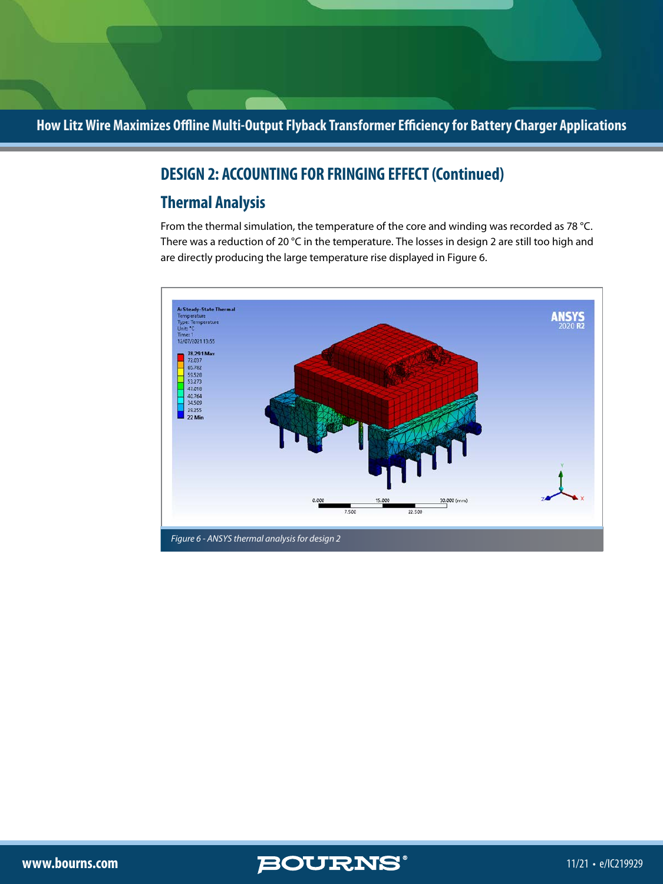## DESIGN 2: ACCOUNTING FOR FRINGING EFFECT (Continued)

### Thermal Analysis

From the thermal simulation, the temperature of the core and winding was recorded as 78 °C. There was a reduction of 20 °C in the temperature. The losses in design 2 are still too high and are directly producing the large temperature rise displayed in Figure 6.

*Figure 6 - ANSYS thermal analysis for design 2*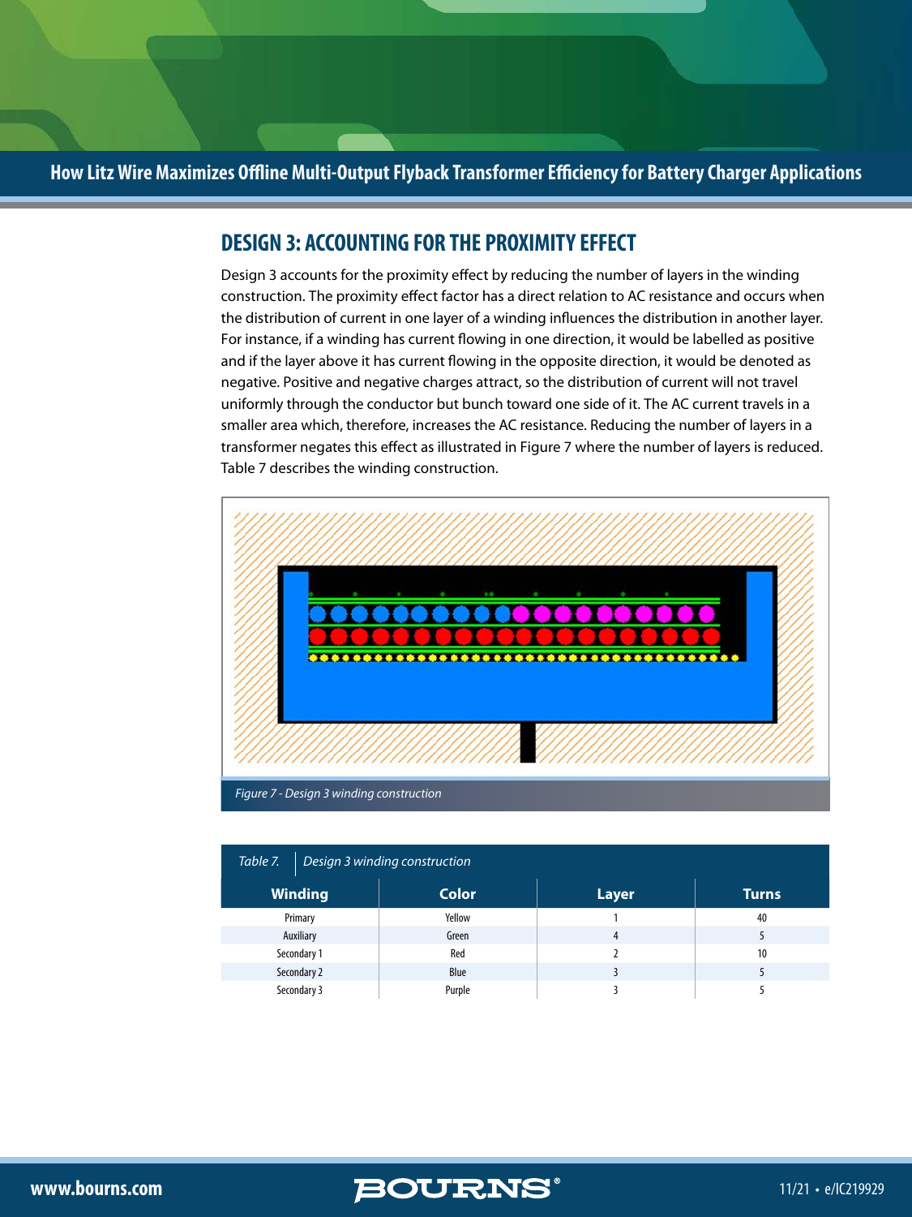## DESIGN 3: ACCOUNTING FOR THE PROXIMITY EFFECT

Design 3 accounts for the proximity effect by reducing the number of layers in the winding construction. The proximity effect factor has a direct relation to AC resistance and occurs when the distribution of current in one layer of a winding influences the distribution in another layer. For instance, if a winding has current flowing in one direction, it would be labelled as positive and if the layer above it has current flowing in the opposite direction, it would be denoted as negative. Positive and negative charges attract, so the distribution of current will not travel uniformly through the conductor but bunch toward one side of it. The AC current travels in a smaller area which, therefore, increases the AC resistance. Reducing the number of layers in a transformer negates this effect as illustrated in Figure 7 where the number of layers is reduced. Table 7 describes the winding construction.

*Figure 7 - Design 3 winding construction*

*Table 7. Design 3 winding construction*

| Winding | Color | Layer | Turns |
|---|---|---|---|
| Primary | Yellow | 1 | 40 |
| Auxiliary | Green | 4 | 5 |
| Secondary 1 | Red | 2 | 10 |
| Secondary 2 | Blue | 3 | 5 |
| Secondary 3 | Purple | 3 | 5 |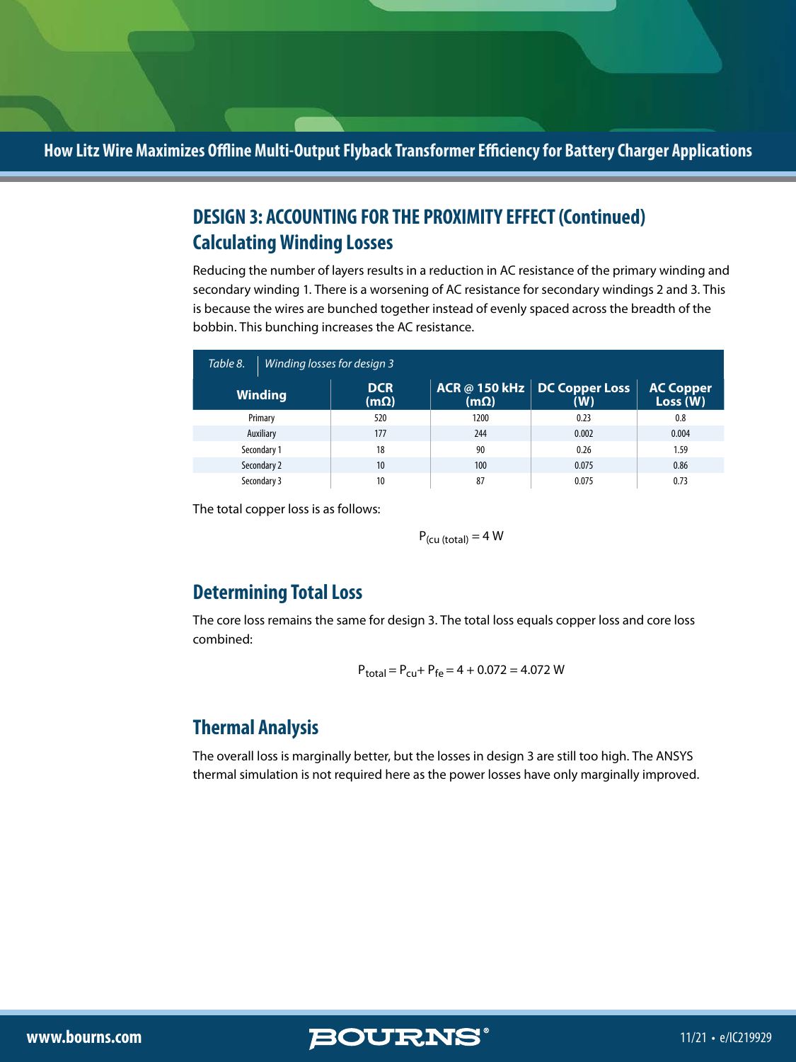## DESIGN 3: ACCOUNTING FOR THE PROXIMITY EFFECT (Continued)

### Calculating Winding Losses

Reducing the number of layers results in a reduction in AC resistance of the primary winding and secondary winding 1. There is a worsening of AC resistance for secondary windings 2 and 3. This is because the wires are bunched together instead of evenly spaced across the breadth of the bobbin. This bunching increases the AC resistance.

*Table 8. Winding losses for design 3*

| Winding | DCR (mΩ) | ACR @ 150 kHz (mΩ) | DC Copper Loss (W) | AC Copper Loss (W) |
|---|---|---|---|---|
| Primary | 520 | 1200 | 0.23 | 0.8 |
| Auxiliary | 177 | 244 | 0.002 | 0.004 |
| Secondary 1 | 18 | 90 | 0.26 | 1.59 |
| Secondary 2 | 10 | 100 | 0.075 | 0.86 |
| Secondary 3 | 10 | 87 | 0.075 | 0.73 |

The total copper loss is as follows:

$$P_{(cu\ (total)} = 4\ \text{W}$$

### Determining Total Loss

The core loss remains the same for design 3. The total loss equals copper loss and core loss combined:

$$P_{total} = P_{cu} + P_{fe} = 4 + 0.072 = 4.072\ \text{W}$$

### Thermal Analysis

The overall loss is marginally better, but the losses in design 3 are still too high. The ANSYS thermal simulation is not required here as the power losses have only marginally improved.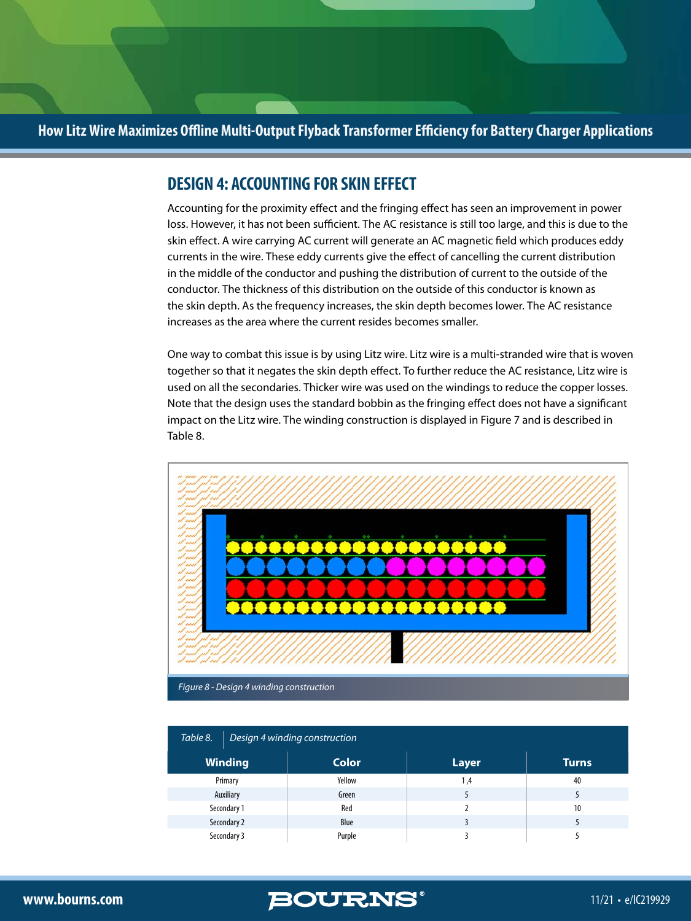## DESIGN 4: ACCOUNTING FOR SKIN EFFECT

Accounting for the proximity effect and the fringing effect has seen an improvement in power loss. However, it has not been sufficient. The AC resistance is still too large, and this is due to the skin effect. A wire carrying AC current will generate an AC magnetic field which produces eddy currents in the wire. These eddy currents give the effect of cancelling the current distribution in the middle of the conductor and pushing the distribution of current to the outside of the conductor. The thickness of this distribution on the outside of this conductor is known as the skin depth. As the frequency increases, the skin depth becomes lower. The AC resistance increases as the area where the current resides becomes smaller.

One way to combat this issue is by using Litz wire. Litz wire is a multi-stranded wire that is woven together so that it negates the skin depth effect. To further reduce the AC resistance, Litz wire is used on all the secondaries. Thicker wire was used on the windings to reduce the copper losses. Note that the design uses the standard bobbin as the fringing effect does not have a significant impact on the Litz wire. The winding construction is displayed in Figure 7 and is described in Table 8.

*Figure 8 - Design 4 winding construction*

*Table 8. Design 4 winding construction*

| Winding | Color | Layer | Turns |
|---|---|---|---|
| Primary | Yellow | 1,4 | 40 |
| Auxiliary | Green | 5 | 5 |
| Secondary 1 | Red | 2 | 10 |
| Secondary 2 | Blue | 3 | 5 |
| Secondary 3 | Purple | 3 | 5 |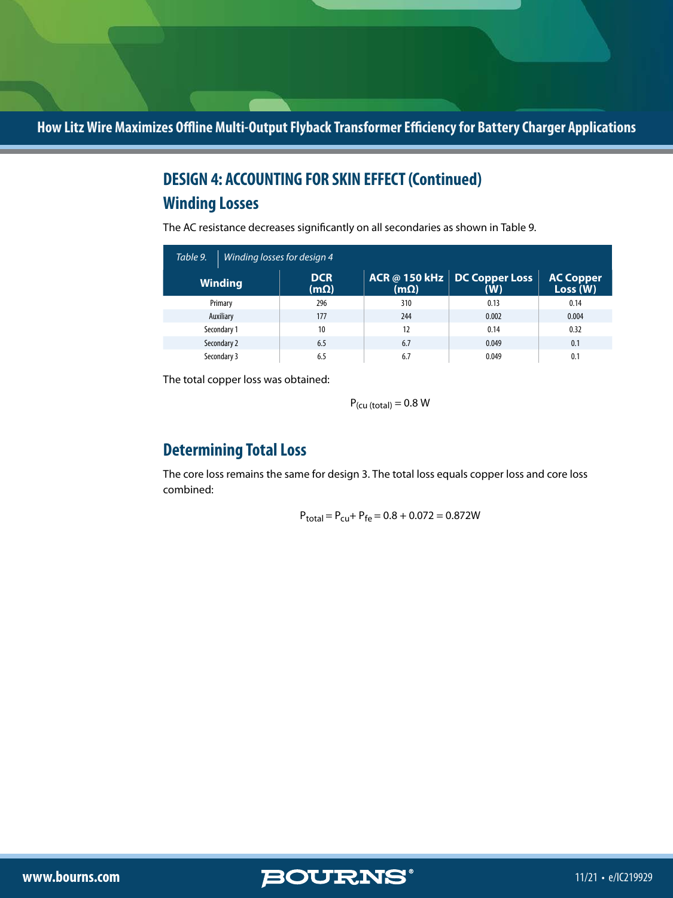## DESIGN 4: ACCOUNTING FOR SKIN EFFECT (Continued)

### Winding Losses

The AC resistance decreases significantly on all secondaries as shown in Table 9.

*Table 9. Winding losses for design 4*

| Winding | DCR (mΩ) | ACR @ 150 kHz (mΩ) | DC Copper Loss (W) | AC Copper Loss (W) |
|---|---|---|---|---|
| Primary | 296 | 310 | 0.13 | 0.14 |
| Auxiliary | 177 | 244 | 0.002 | 0.004 |
| Secondary 1 | 10 | 12 | 0.14 | 0.32 |
| Secondary 2 | 6.5 | 6.7 | 0.049 | 0.1 |
| Secondary 3 | 6.5 | 6.7 | 0.049 | 0.1 |

The total copper loss was obtained:

$$P_{(cu\ (total))} = 0.8\ W$$

### Determining Total Loss

The core loss remains the same for design 3. The total loss equals copper loss and core loss combined:

$$P_{total} = P_{cu} + P_{fe} = 0.8 + 0.072 = 0.872W$$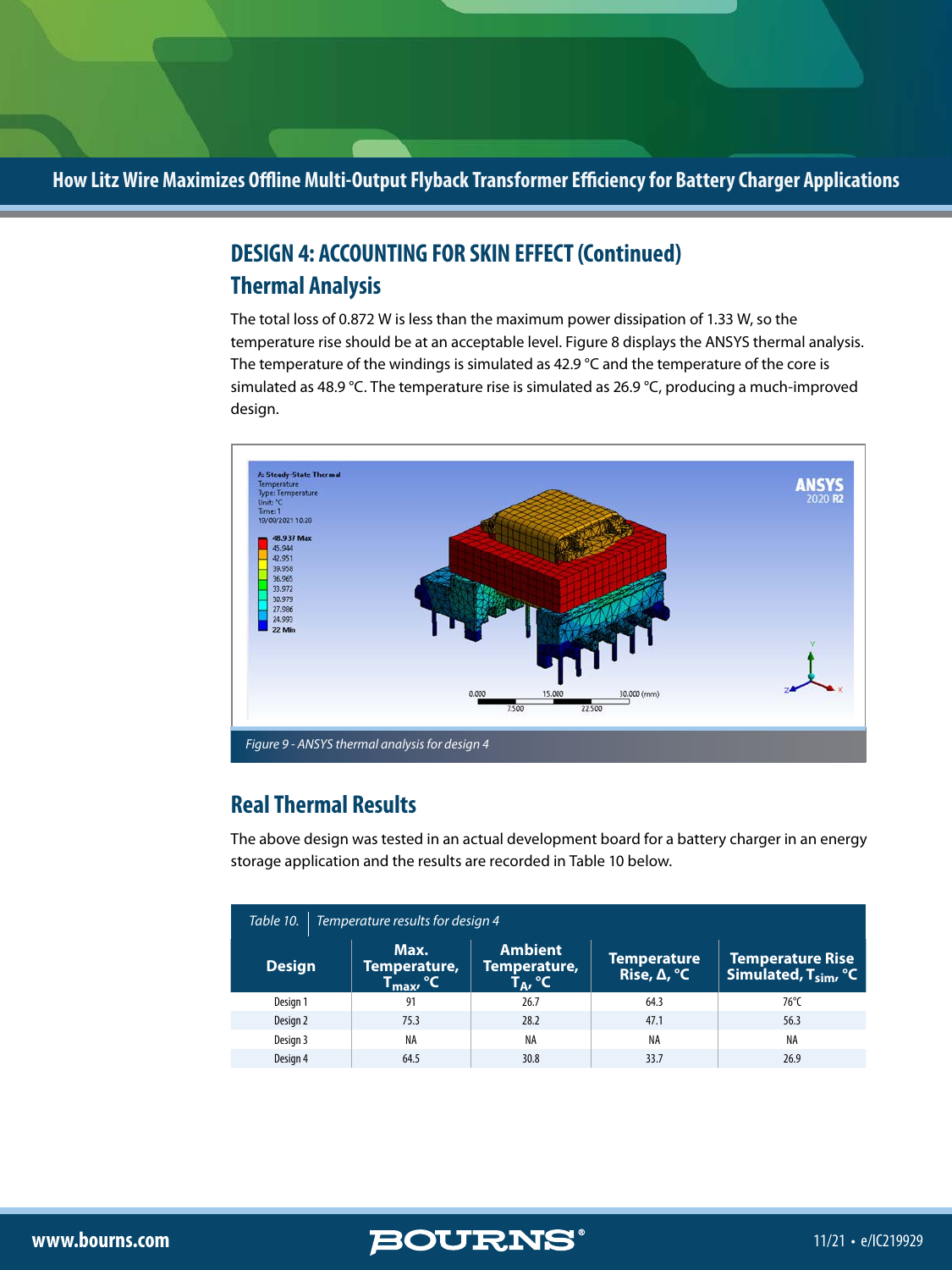## DESIGN 4: ACCOUNTING FOR SKIN EFFECT (Continued)

### Thermal Analysis

The total loss of 0.872 W is less than the maximum power dissipation of 1.33 W, so the temperature rise should be at an acceptable level. Figure 8 displays the ANSYS thermal analysis. The temperature of the windings is simulated as 42.9 °C and the temperature of the core is simulated as 48.9 °C. The temperature rise is simulated as 26.9 °C, producing a much-improved design.

*Figure 9 - ANSYS thermal analysis for design 4*

### Real Thermal Results

The above design was tested in an actual development board for a battery charger in an energy storage application and the results are recorded in Table 10 below.

*Table 10. Temperature results for design 4*

| Design | Max. Temperature, $T_{max}$, °C | Ambient Temperature, $T_A$, °C | Temperature Rise, Δ, °C | Temperature Rise Simulated, $T_{sim}$, °C |
|---|---|---|---|---|
| Design 1 | 91 | 26.7 | 64.3 | 76°C |
| Design 2 | 75.3 | 28.2 | 47.1 | 56.3 |
| Design 3 | NA | NA | NA | NA |
| Design 4 | 64.5 | 30.8 | 33.7 | 26.9 |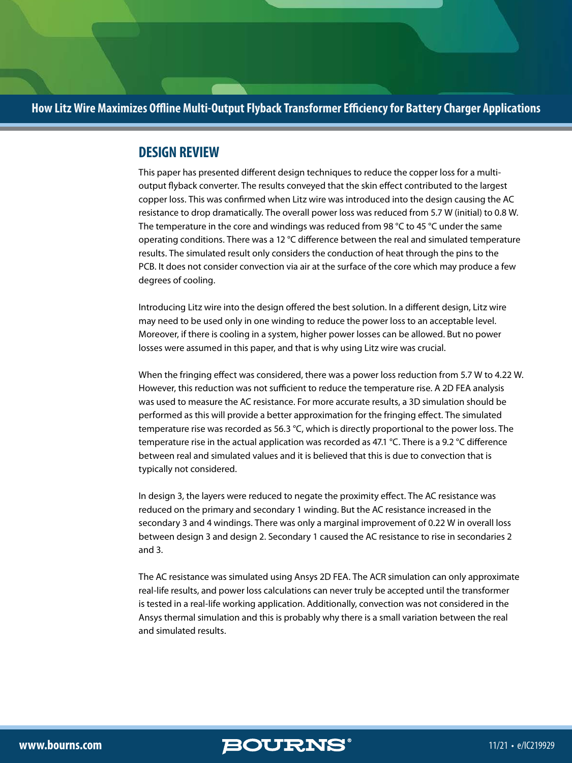## DESIGN REVIEW

This paper has presented different design techniques to reduce the copper loss for a multi-output flyback converter. The results conveyed that the skin effect contributed to the largest copper loss. This was confirmed when Litz wire was introduced into the design causing the AC resistance to drop dramatically. The overall power loss was reduced from 5.7 W (initial) to 0.8 W. The temperature in the core and windings was reduced from 98 °C to 45 °C under the same operating conditions. There was a 12 °C difference between the real and simulated temperature results. The simulated result only considers the conduction of heat through the pins to the PCB. It does not consider convection via air at the surface of the core which may produce a few degrees of cooling.

Introducing Litz wire into the design offered the best solution. In a different design, Litz wire may need to be used only in one winding to reduce the power loss to an acceptable level. Moreover, if there is cooling in a system, higher power losses can be allowed. But no power losses were assumed in this paper, and that is why using Litz wire was crucial.

When the fringing effect was considered, there was a power loss reduction from 5.7 W to 4.22 W. However, this reduction was not sufficient to reduce the temperature rise. A 2D FEA analysis was used to measure the AC resistance. For more accurate results, a 3D simulation should be performed as this will provide a better approximation for the fringing effect. The simulated temperature rise was recorded as 56.3 °C, which is directly proportional to the power loss. The temperature rise in the actual application was recorded as 47.1 °C. There is a 9.2 °C difference between real and simulated values and it is believed that this is due to convection that is typically not considered.

In design 3, the layers were reduced to negate the proximity effect. The AC resistance was reduced on the primary and secondary 1 winding. But the AC resistance increased in the secondary 3 and 4 windings. There was only a marginal improvement of 0.22 W in overall loss between design 3 and design 2. Secondary 1 caused the AC resistance to rise in secondaries 2 and 3.

The AC resistance was simulated using Ansys 2D FEA. The ACR simulation can only approximate real-life results, and power loss calculations can never truly be accepted until the transformer is tested in a real-life working application. Additionally, convection was not considered in the Ansys thermal simulation and this is probably why there is a small variation between the real and simulated results.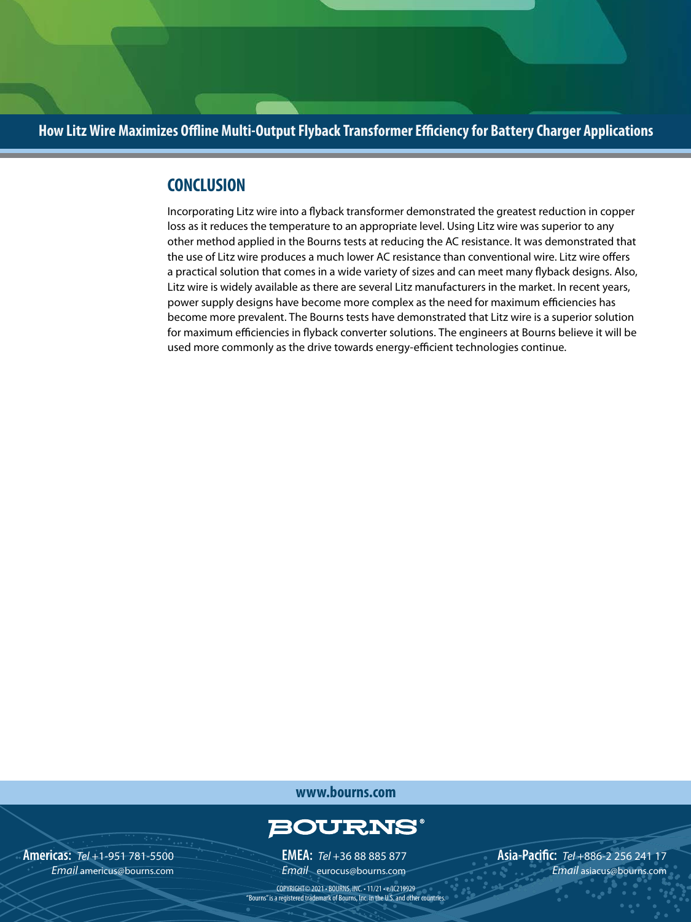## CONCLUSION

Incorporating Litz wire into a flyback transformer demonstrated the greatest reduction in copper loss as it reduces the temperature to an appropriate level. Using Litz wire was superior to any other method applied in the Bourns tests at reducing the AC resistance. It was demonstrated that the use of Litz wire produces a much lower AC resistance than conventional wire. Litz wire offers a practical solution that comes in a wide variety of sizes and can meet many flyback designs. Also, Litz wire is widely available as there are several Litz manufacturers in the market. In recent years, power supply designs have become more complex as the need for maximum efficiencies has become more prevalent. The Bourns tests have demonstrated that Litz wire is a superior solution for maximum efficiencies in flyback converter solutions. The engineers at Bourns believe it will be used more commonly as the drive towards energy-efficient technologies continue.

**www.bourns.com**

**Americas:** *Tel* +1-951 781-5500
*Email* americus@bourns.com

**EMEA:** *Tel* +36 88 885 877
*Email* eurocus@bourns.com

**Asia-Pacific:** *Tel* +886-2 256 241 17
*Email* asiacus@bourns.com

COPYRIGHT© 2021 • BOURNS, INC. • 11/21 • e/IC219929
"Bourns" is a registered trademark of Bourns, Inc. in the U.S. and other countries.